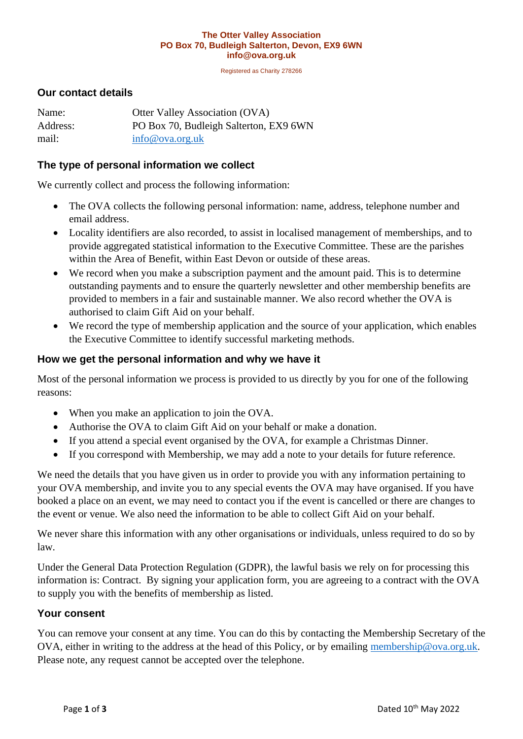**The Otter Valley Association**
**PO Box 70, Budleigh Salterton, Devon, EX9 6WN**
**info@ova.org.uk**

Registered as Charity 278266

## Our contact details

| | |
|---|---|
| Name: | Otter Valley Association (OVA) |
| Address: | PO Box 70, Budleigh Salterton, EX9 6WN |
| mail: | info@ova.org.uk |

## The type of personal information we collect

We currently collect and process the following information:

- The OVA collects the following personal information: name, address, telephone number and email address.
- Locality identifiers are also recorded, to assist in localised management of memberships, and to provide aggregated statistical information to the Executive Committee. These are the parishes within the Area of Benefit, within East Devon or outside of these areas.
- We record when you make a subscription payment and the amount paid. This is to determine outstanding payments and to ensure the quarterly newsletter and other membership benefits are provided to members in a fair and sustainable manner. We also record whether the OVA is authorised to claim Gift Aid on your behalf.
- We record the type of membership application and the source of your application, which enables the Executive Committee to identify successful marketing methods.

## How we get the personal information and why we have it

Most of the personal information we process is provided to us directly by you for one of the following reasons:

- When you make an application to join the OVA.
- Authorise the OVA to claim Gift Aid on your behalf or make a donation.
- If you attend a special event organised by the OVA, for example a Christmas Dinner.
- If you correspond with Membership, we may add a note to your details for future reference.

We need the details that you have given us in order to provide you with any information pertaining to your OVA membership, and invite you to any special events the OVA may have organised. If you have booked a place on an event, we may need to contact you if the event is cancelled or there are changes to the event or venue. We also need the information to be able to collect Gift Aid on your behalf.

We never share this information with any other organisations or individuals, unless required to do so by law.

Under the General Data Protection Regulation (GDPR), the lawful basis we rely on for processing this information is: Contract. By signing your application form, you are agreeing to a contract with the OVA to supply you with the benefits of membership as listed.

## Your consent

You can remove your consent at any time. You can do this by contacting the Membership Secretary of the OVA, either in writing to the address at the head of this Policy, or by emailing membership@ova.org.uk. Please note, any request cannot be accepted over the telephone.

Dated 10th May 2022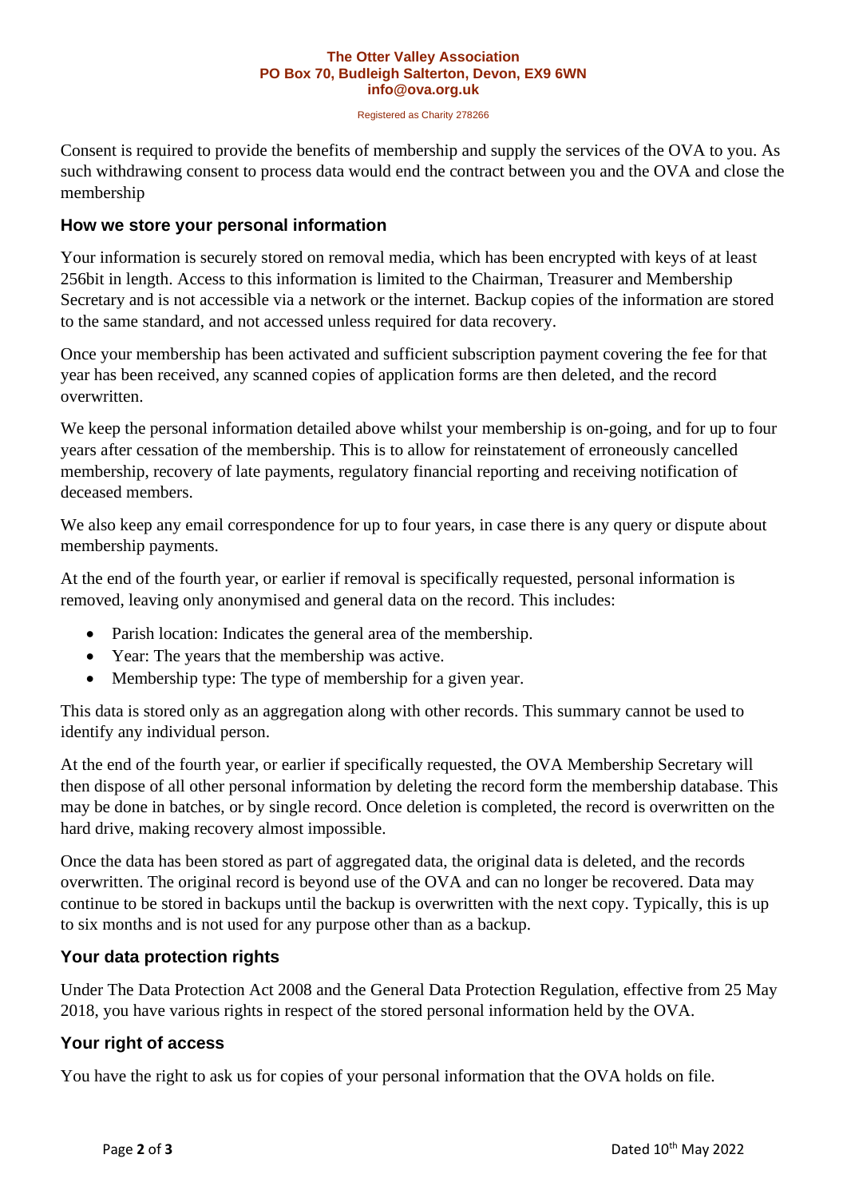Consent is required to provide the benefits of membership and supply the services of the OVA to you. As such withdrawing consent to process data would end the contract between you and the OVA and close the membership

## How we store your personal information

Your information is securely stored on removal media, which has been encrypted with keys of at least 256bit in length. Access to this information is limited to the Chairman, Treasurer and Membership Secretary and is not accessible via a network or the internet. Backup copies of the information are stored to the same standard, and not accessed unless required for data recovery.

Once your membership has been activated and sufficient subscription payment covering the fee for that year has been received, any scanned copies of application forms are then deleted, and the record overwritten.

We keep the personal information detailed above whilst your membership is on-going, and for up to four years after cessation of the membership. This is to allow for reinstatement of erroneously cancelled membership, recovery of late payments, regulatory financial reporting and receiving notification of deceased members.

We also keep any email correspondence for up to four years, in case there is any query or dispute about membership payments.

At the end of the fourth year, or earlier if removal is specifically requested, personal information is removed, leaving only anonymised and general data on the record. This includes:

- Parish location: Indicates the general area of the membership.
- Year: The years that the membership was active.
- Membership type: The type of membership for a given year.

This data is stored only as an aggregation along with other records. This summary cannot be used to identify any individual person.

At the end of the fourth year, or earlier if specifically requested, the OVA Membership Secretary will then dispose of all other personal information by deleting the record form the membership database. This may be done in batches, or by single record. Once deletion is completed, the record is overwritten on the hard drive, making recovery almost impossible.

Once the data has been stored as part of aggregated data, the original data is deleted, and the records overwritten. The original record is beyond use of the OVA and can no longer be recovered. Data may continue to be stored in backups until the backup is overwritten with the next copy. Typically, this is up to six months and is not used for any purpose other than as a backup.

## Your data protection rights

Under The Data Protection Act 2008 and the General Data Protection Regulation, effective from 25 May 2018, you have various rights in respect of the stored personal information held by the OVA.

## Your right of access

You have the right to ask us for copies of your personal information that the OVA holds on file.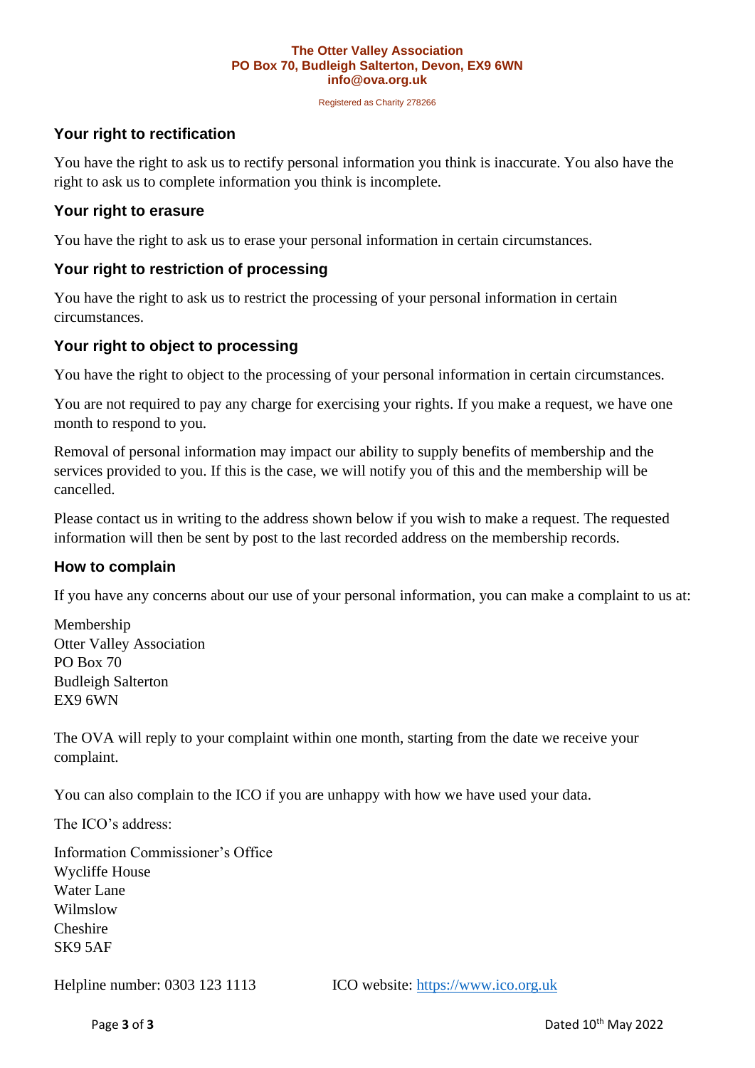## Your right to rectification

You have the right to ask us to rectify personal information you think is inaccurate. You also have the right to ask us to complete information you think is incomplete.

## Your right to erasure

You have the right to ask us to erase your personal information in certain circumstances.

## Your right to restriction of processing

You have the right to ask us to restrict the processing of your personal information in certain circumstances.

## Your right to object to processing

You have the right to object to the processing of your personal information in certain circumstances.

You are not required to pay any charge for exercising your rights. If you make a request, we have one month to respond to you.

Removal of personal information may impact our ability to supply benefits of membership and the services provided to you. If this is the case, we will notify you of this and the membership will be cancelled.

Please contact us in writing to the address shown below if you wish to make a request. The requested information will then be sent by post to the last recorded address on the membership records.

## How to complain

If you have any concerns about our use of your personal information, you can make a complaint to us at:

Membership
Otter Valley Association
PO Box 70
Budleigh Salterton
EX9 6WN

The OVA will reply to your complaint within one month, starting from the date we receive your complaint.

You can also complain to the ICO if you are unhappy with how we have used your data.

The ICO's address:

Information Commissioner's Office
Wycliffe House
Water Lane
Wilmslow
Cheshire
SK9 5AF

Helpline number: 0303 123 1113 ICO website: https://www.ico.org.uk

Dated 10th May 2022